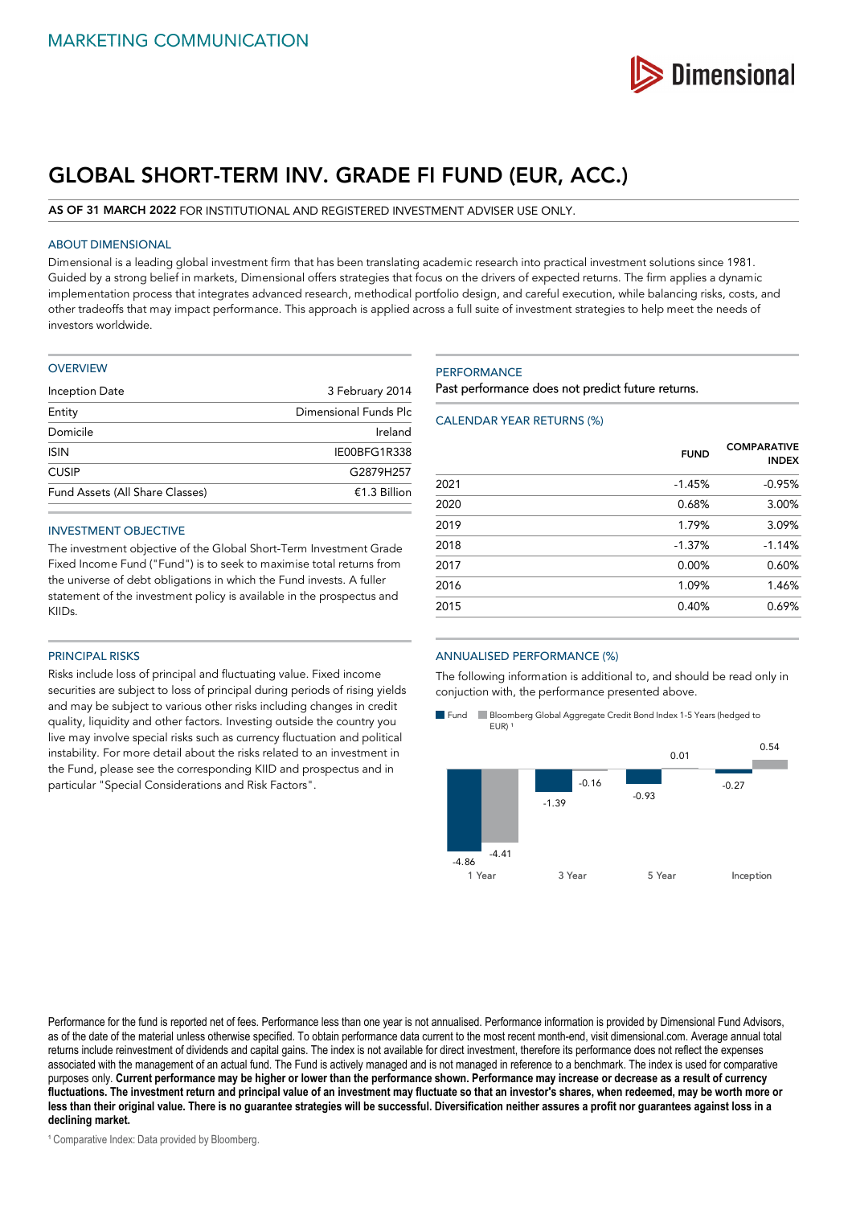MARKETING COMMUNICATION

# GLOBAL SHORT-TERM INV. GRADE FI FUND (EUR, ACC.)

**AS OF 31 MARCH 2022** FOR INSTITUTIONAL AND REGISTERED INVESTMENT ADVISER USE ONLY.

## ABOUT DIMENSIONAL

Dimensional is a leading global investment firm that has been translating academic research into practical investment solutions since 1981. Guided by a strong belief in markets, Dimensional offers strategies that focus on the drivers of expected returns. The firm applies a dynamic implementation process that integrates advanced research, methodical portfolio design, and careful execution, while balancing risks, costs, and other tradeoffs that may impact performance. This approach is applied across a full suite of investment strategies to help meet the needs of investors worldwide.

## OVERVIEW

| | |
|---|---|
| Inception Date | 3 February 2014 |
| Entity | Dimensional Funds Plc |
| Domicile | Ireland |
| ISIN | IE00BFG1R338 |
| CUSIP | G2879H257 |
| Fund Assets (All Share Classes) | €1.3 Billion |

## INVESTMENT OBJECTIVE

The investment objective of the Global Short-Term Investment Grade Fixed Income Fund ("Fund") is to seek to maximise total returns from the universe of debt obligations in which the Fund invests. A fuller statement of the investment policy is available in the prospectus and KIIDs.

## PRINCIPAL RISKS

Risks include loss of principal and fluctuating value. Fixed income securities are subject to loss of principal during periods of rising yields and may be subject to various other risks including changes in credit quality, liquidity and other factors. Investing outside the country you live may involve special risks such as currency fluctuation and political instability. For more detail about the risks related to an investment in the Fund, please see the corresponding KIID and prospectus and in particular "Special Considerations and Risk Factors".

## PERFORMANCE

Past performance does not predict future returns.

### CALENDAR YEAR RETURNS (%)

| | FUND | COMPARATIVE INDEX |
|---|---|---|
| 2021 | -1.45% | -0.95% |
| 2020 | 0.68% | 3.00% |
| 2019 | 1.79% | 3.09% |
| 2018 | -1.37% | -1.14% |
| 2017 | 0.00% | 0.60% |
| 2016 | 1.09% | 1.46% |
| 2015 | 0.40% | 0.69% |

### ANNUALISED PERFORMANCE (%)

The following information is additional to, and should be read only in conjuction with, the performance presented above.

| | Fund | Bloomberg Global Aggregate Credit Bond Index 1-5 Years (hedged to EUR)[1] |
|---|---|---|
| 1 Year | -4.86 | -4.41 |
| 3 Year | -1.39 | -0.16 |
| 5 Year | -0.93 | 0.01 |
| Inception | -0.27 | 0.54 |

Performance for the fund is reported net of fees. Performance less than one year is not annualised. Performance information is provided by Dimensional Fund Advisors, as of the date of the material unless otherwise specified. To obtain performance data current to the most recent month-end, visit dimensional.com. Average annual total returns include reinvestment of dividends and capital gains. The index is not available for direct investment, therefore its performance does not reflect the expenses associated with the management of an actual fund. The Fund is actively managed and is not managed in reference to a benchmark. The index is used for comparative purposes only. **Current performance may be higher or lower than the performance shown. Performance may increase or decrease as a result of currency fluctuations. The investment return and principal value of an investment may fluctuate so that an investor's shares, when redeemed, may be worth more or less than their original value. There is no guarantee strategies will be successful. Diversification neither assures a profit nor guarantees against loss in a declining market.**

[1] Comparative Index: Data provided by Bloomberg.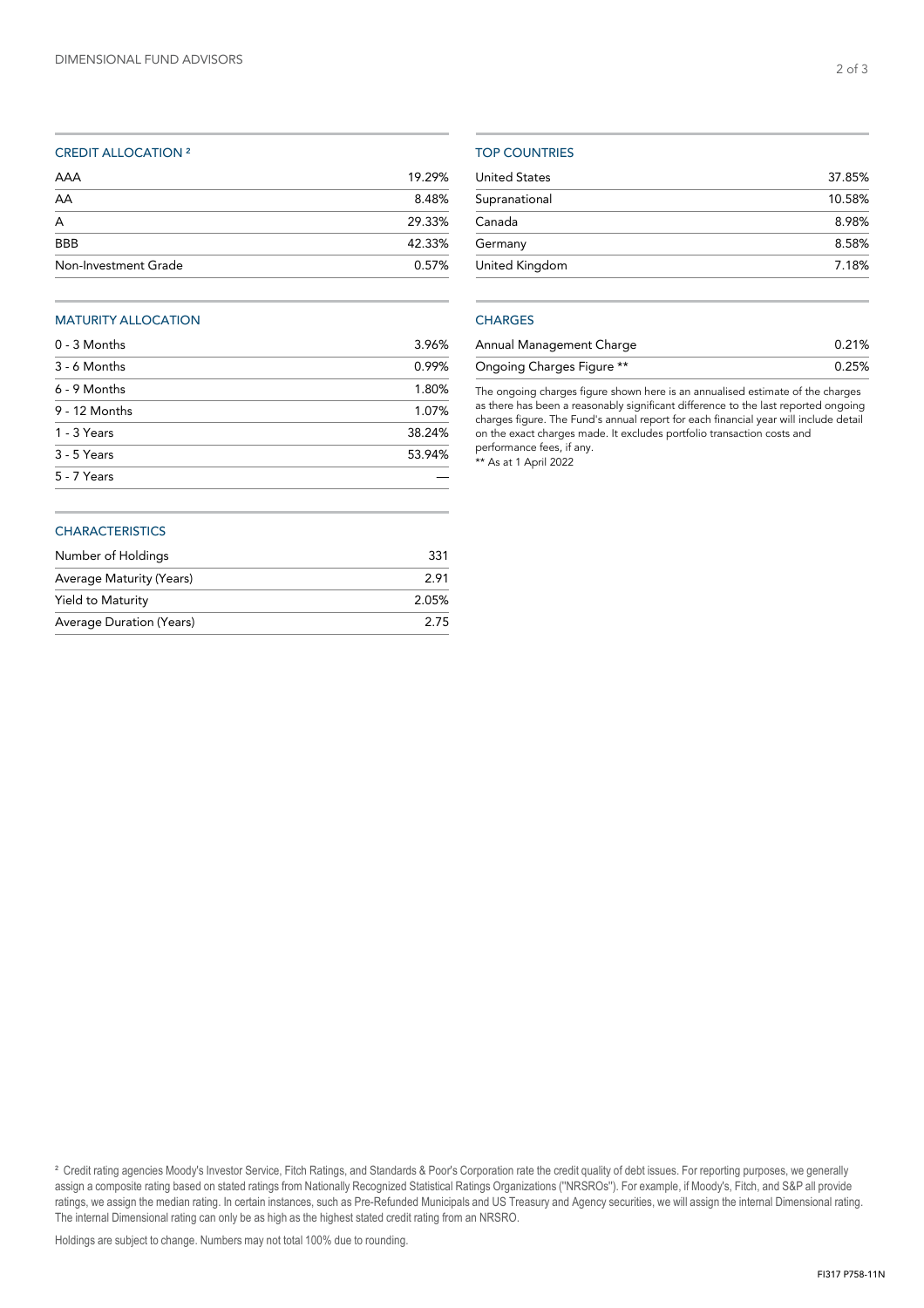## CREDIT ALLOCATION [2]

| | |
|---|---|
| AAA | 19.29% |
| AA | 8.48% |
| A | 29.33% |
| BBB | 42.33% |
| Non-Investment Grade | 0.57% |

## MATURITY ALLOCATION

| | |
|---|---|
| 0 - 3 Months | 3.96% |
| 3 - 6 Months | 0.99% |
| 6 - 9 Months | 1.80% |
| 9 - 12 Months | 1.07% |
| 1 - 3 Years | 38.24% |
| 3 - 5 Years | 53.94% |
| 5 - 7 Years | — |

## CHARACTERISTICS

| | |
|---|---|
| Number of Holdings | 331 |
| Average Maturity (Years) | 2.91 |
| Yield to Maturity | 2.05% |
| Average Duration (Years) | 2.75 |

## TOP COUNTRIES

| | |
|---|---|
| United States | 37.85% |
| Supranational | 10.58% |
| Canada | 8.98% |
| Germany | 8.58% |
| United Kingdom | 7.18% |

## CHARGES

| | |
|---|---|
| Annual Management Charge | 0.21% |
| Ongoing Charges Figure ** | 0.25% |

The ongoing charges figure shown here is an annualised estimate of the charges as there has been a reasonably significant difference to the last reported ongoing charges figure. The Fund's annual report for each financial year will include detail on the exact charges made. It excludes portfolio transaction costs and performance fees, if any.
** As at 1 April 2022

[2] Credit rating agencies Moody's Investor Service, Fitch Ratings, and Standards & Poor's Corporation rate the credit quality of debt issues. For reporting purposes, we generally assign a composite rating based on stated ratings from Nationally Recognized Statistical Ratings Organizations ("NRSROs"). For example, if Moody's, Fitch, and S&P all provide ratings, we assign the median rating. In certain instances, such as Pre-Refunded Municipals and US Treasury and Agency securities, we will assign the internal Dimensional rating. The internal Dimensional rating can only be as high as the highest stated credit rating from an NRSRO.

Holdings are subject to change. Numbers may not total 100% due to rounding.

FI317 P758-11N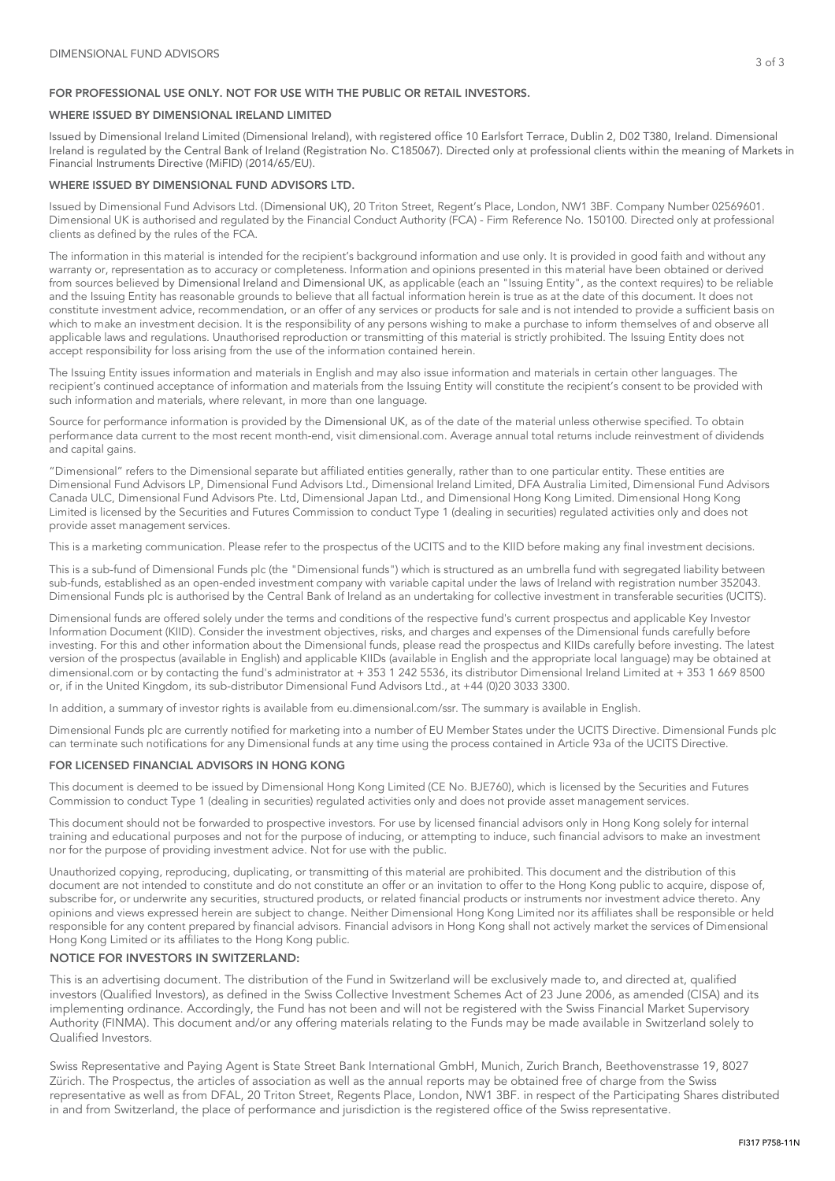**FOR PROFESSIONAL USE ONLY. NOT FOR USE WITH THE PUBLIC OR RETAIL INVESTORS.**

**WHERE ISSUED BY DIMENSIONAL IRELAND LIMITED**

Issued by Dimensional Ireland Limited (Dimensional Ireland), with registered office 10 Earlsfort Terrace, Dublin 2, D02 T380, Ireland. Dimensional Ireland is regulated by the Central Bank of Ireland (Registration No. C185067). Directed only at professional clients within the meaning of Markets in Financial Instruments Directive (MiFID) (2014/65/EU).

**WHERE ISSUED BY DIMENSIONAL FUND ADVISORS LTD.**

Issued by Dimensional Fund Advisors Ltd. (Dimensional UK), 20 Triton Street, Regent's Place, London, NW1 3BF. Company Number 02569601. Dimensional UK is authorised and regulated by the Financial Conduct Authority (FCA) - Firm Reference No. 150100. Directed only at professional clients as defined by the rules of the FCA.

The information in this material is intended for the recipient's background information and use only. It is provided in good faith and without any warranty or, representation as to accuracy or completeness. Information and opinions presented in this material have been obtained or derived from sources believed by Dimensional Ireland and Dimensional UK, as applicable (each an "Issuing Entity", as the context requires) to be reliable and the Issuing Entity has reasonable grounds to believe that all factual information herein is true as at the date of this document. It does not constitute investment advice, recommendation, or an offer of any services or products for sale and is not intended to provide a sufficient basis on which to make an investment decision. It is the responsibility of any persons wishing to make a purchase to inform themselves of and observe all applicable laws and regulations. Unauthorised reproduction or transmitting of this material is strictly prohibited. The Issuing Entity does not accept responsibility for loss arising from the use of the information contained herein.

The Issuing Entity issues information and materials in English and may also issue information and materials in certain other languages. The recipient's continued acceptance of information and materials from the Issuing Entity will constitute the recipient's consent to be provided with such information and materials, where relevant, in more than one language.

Source for performance information is provided by the Dimensional UK, as of the date of the material unless otherwise specified. To obtain performance data current to the most recent month-end, visit dimensional.com. Average annual total returns include reinvestment of dividends and capital gains.

"Dimensional" refers to the Dimensional separate but affiliated entities generally, rather than to one particular entity. These entities are Dimensional Fund Advisors LP, Dimensional Fund Advisors Ltd., Dimensional Ireland Limited, DFA Australia Limited, Dimensional Fund Advisors Canada ULC, Dimensional Fund Advisors Pte. Ltd, Dimensional Japan Ltd., and Dimensional Hong Kong Limited. Dimensional Hong Kong Limited is licensed by the Securities and Futures Commission to conduct Type 1 (dealing in securities) regulated activities only and does not provide asset management services.

This is a marketing communication. Please refer to the prospectus of the UCITS and to the KIID before making any final investment decisions.

This is a sub-fund of Dimensional Funds plc (the "Dimensional funds") which is structured as an umbrella fund with segregated liability between sub-funds, established as an open-ended investment company with variable capital under the laws of Ireland with registration number 352043. Dimensional Funds plc is authorised by the Central Bank of Ireland as an undertaking for collective investment in transferable securities (UCITS).

Dimensional funds are offered solely under the terms and conditions of the respective fund's current prospectus and applicable Key Investor Information Document (KIID). Consider the investment objectives, risks, and charges and expenses of the Dimensional funds carefully before investing. For this and other information about the Dimensional funds, please read the prospectus and KIIDs carefully before investing. The latest version of the prospectus (available in English) and applicable KIIDs (available in English and the appropriate local language) may be obtained at dimensional.com or by contacting the fund's administrator at + 353 1 242 5536, its distributor Dimensional Ireland Limited at + 353 1 669 8500 or, if in the United Kingdom, its sub-distributor Dimensional Fund Advisors Ltd., at +44 (0)20 3033 3300.

In addition, a summary of investor rights is available from eu.dimensional.com/ssr. The summary is available in English.

Dimensional Funds plc are currently notified for marketing into a number of EU Member States under the UCITS Directive. Dimensional Funds plc can terminate such notifications for any Dimensional funds at any time using the process contained in Article 93a of the UCITS Directive.

**FOR LICENSED FINANCIAL ADVISORS IN HONG KONG**

This document is deemed to be issued by Dimensional Hong Kong Limited (CE No. BJE760), which is licensed by the Securities and Futures Commission to conduct Type 1 (dealing in securities) regulated activities only and does not provide asset management services.

This document should not be forwarded to prospective investors. For use by licensed financial advisors only in Hong Kong solely for internal training and educational purposes and not for the purpose of inducing, or attempting to induce, such financial advisors to make an investment nor for the purpose of providing investment advice. Not for use with the public.

Unauthorized copying, reproducing, duplicating, or transmitting of this material are prohibited. This document and the distribution of this document are not intended to constitute and do not constitute an offer or an invitation to offer to the Hong Kong public to acquire, dispose of, subscribe for, or underwrite any securities, structured products, or related financial products or instruments nor investment advice thereto. Any opinions and views expressed herein are subject to change. Neither Dimensional Hong Kong Limited nor its affiliates shall be responsible or held responsible for any content prepared by financial advisors. Financial advisors in Hong Kong shall not actively market the services of Dimensional Hong Kong Limited or its affiliates to the Hong Kong public.

**NOTICE FOR INVESTORS IN SWITZERLAND:**

This is an advertising document. The distribution of the Fund in Switzerland will be exclusively made to, and directed at, qualified investors (Qualified Investors), as defined in the Swiss Collective Investment Schemes Act of 23 June 2006, as amended (CISA) and its implementing ordinance. Accordingly, the Fund has not been and will not be registered with the Swiss Financial Market Supervisory Authority (FINMA). This document and/or any offering materials relating to the Funds may be made available in Switzerland solely to Qualified Investors.

Swiss Representative and Paying Agent is State Street Bank International GmbH, Munich, Zurich Branch, Beethovenstrasse 19, 8027 Zürich. The Prospectus, the articles of association as well as the annual reports may be obtained free of charge from the Swiss representative as well as from DFAL, 20 Triton Street, Regents Place, London, NW1 3BF. in respect of the Participating Shares distributed in and from Switzerland, the place of performance and jurisdiction is the registered office of the Swiss representative.

FI317 P758-11N